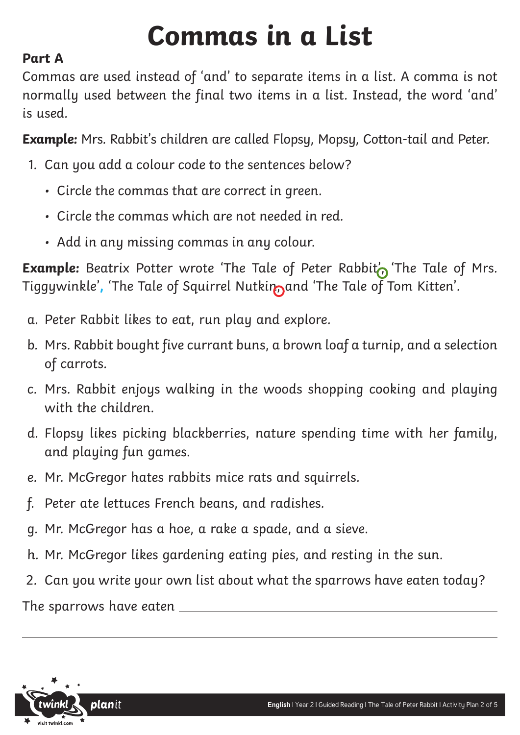# Commas in a List

**Part A**

Commas are used instead of 'and' to separate items in a list. A comma is not normally used between the final two items in a list. Instead, the word 'and' is used.

**Example:** Mrs. Rabbit's children are called Flopsy, Mopsy, Cotton-tail and Peter.

1. Can you add a colour code to the sentences below?
    - Circle the commas that are correct in green.
    - Circle the commas which are not needed in red.
    - Add in any missing commas in any colour.

**Example:** Beatrix Potter wrote 'The Tale of Peter Rabbit', 'The Tale of Mrs. Tiggywinkle', 'The Tale of Squirrel Nutkin', and 'The Tale of Tom Kitten'.

a. Peter Rabbit likes to eat, run play and explore.

b. Mrs. Rabbit bought five currant buns, a brown loaf a turnip, and a selection of carrots.

c. Mrs. Rabbit enjoys walking in the woods shopping cooking and playing with the children.

d. Flopsy likes picking blackberries, nature spending time with her family, and playing fun games.

e. Mr. McGregor hates rabbits mice rats and squirrels.

f. Peter ate lettuces French beans, and radishes.

g. Mr. McGregor has a hoe, a rake a spade, and a sieve.

h. Mr. McGregor likes gardening eating pies, and resting in the sun.

2. Can you write your own list about what the sparrows have eaten today?

The sparrows have eaten ____________________________________________

______________________________________________________________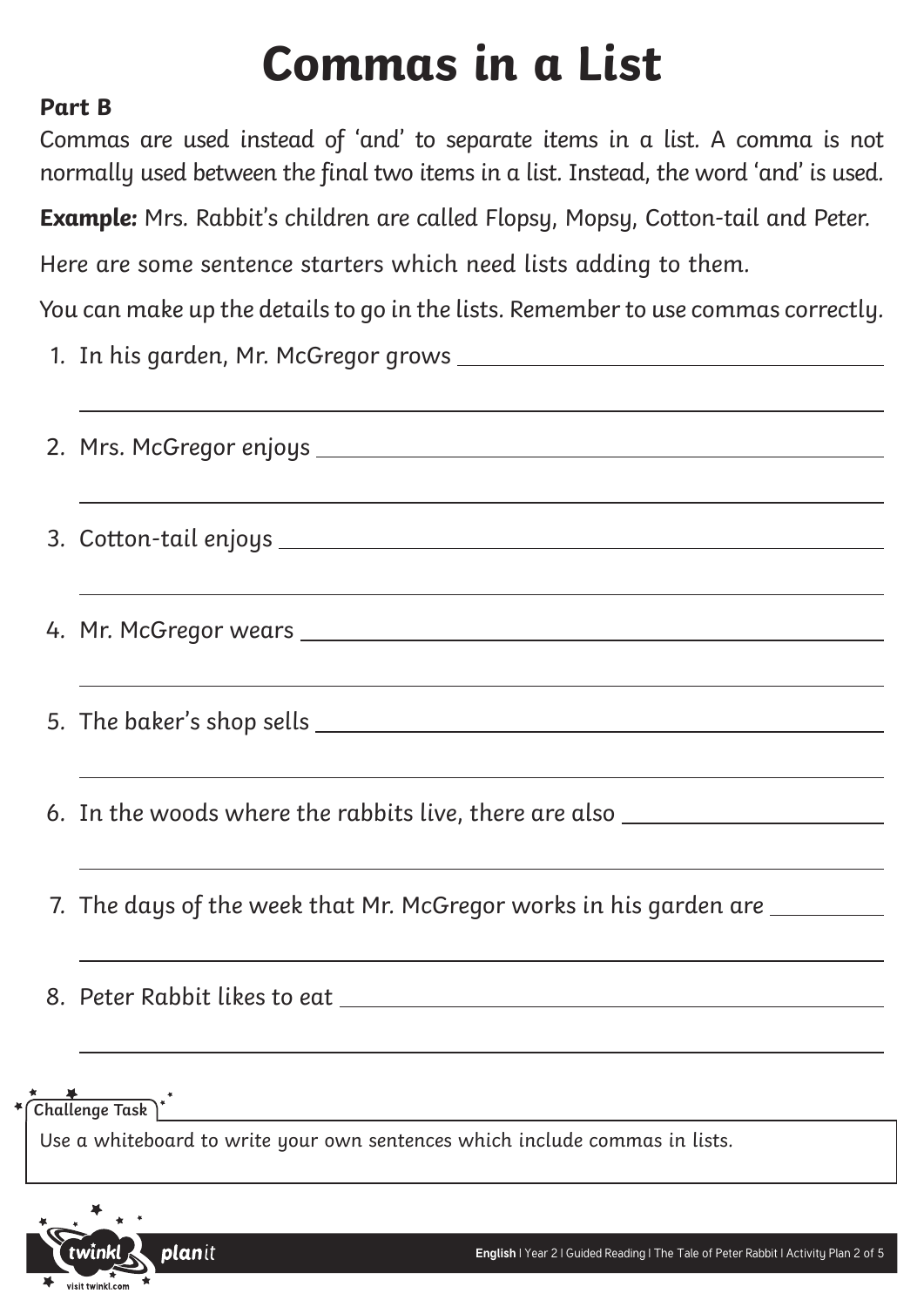# Commas in a List

**Part B**

Commas are used instead of 'and' to separate items in a list. A comma is not normally used between the final two items in a list. Instead, the word 'and' is used.

**Example:** Mrs. Rabbit's children are called Flopsy, Mopsy, Cotton-tail and Peter.

Here are some sentence starters which need lists adding to them.

You can make up the details to go in the lists. Remember to use commas correctly.

1. In his garden, Mr. McGregor grows ______________________________

   ______________________________________________________________

2. Mrs. McGregor enjoys ______________________________

   ______________________________________________________________

3. Cotton-tail enjoys ______________________________

   ______________________________________________________________

4. Mr. McGregor wears ______________________________

   ______________________________________________________________

5. The baker's shop sells ______________________________

   ______________________________________________________________

6. In the woods where the rabbits live, there are also ______________________________

   ______________________________________________________________

7. The days of the week that Mr. McGregor works in his garden are ______________

   ______________________________________________________________

8. Peter Rabbit likes to eat ______________________________

   ______________________________________________________________

**Challenge Task**

Use a whiteboard to write your own sentences which include commas in lists.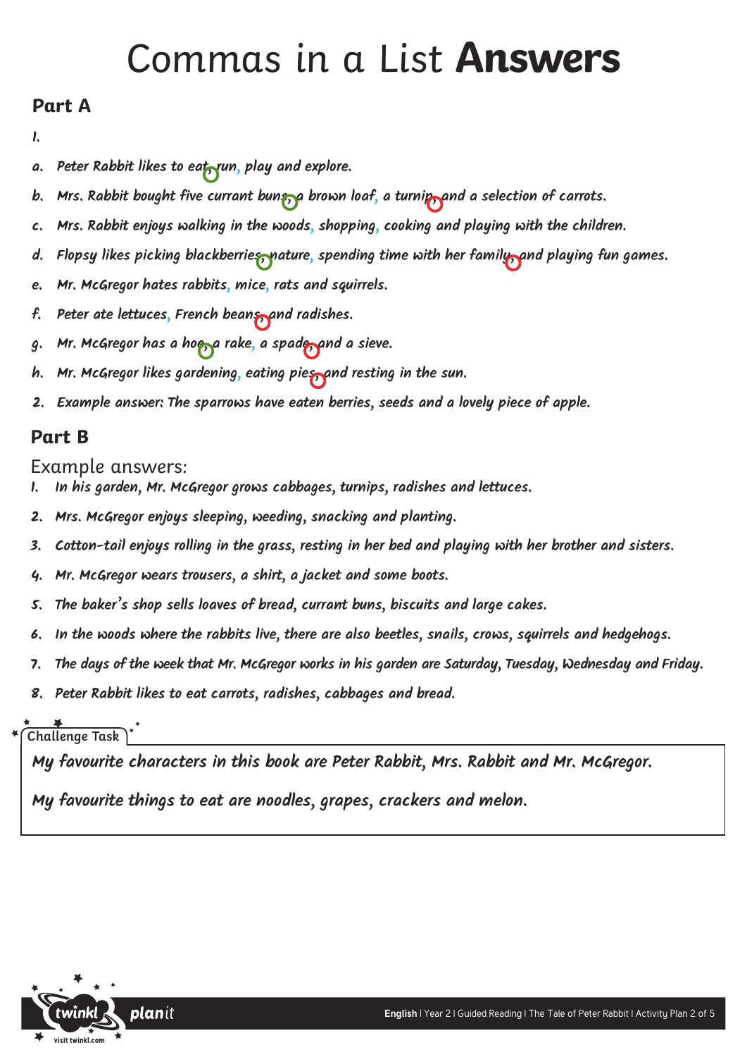# Commas in a List **Answers**

## Part A

1.

a. Peter Rabbit likes to eat, run, play and explore.

b. Mrs. Rabbit bought five currant buns, a brown loaf, a turnip, and a selection of carrots.

c. Mrs. Rabbit enjoys walking in the woods, shopping, cooking and playing with the children.

d. Flopsy likes picking blackberries, nature, spending time with her family, and playing fun games.

e. Mr. McGregor hates rabbits, mice, rats and squirrels.

f. Peter ate lettuces, French beans, and radishes.

g. Mr. McGregor has a hoe, a rake, a spade, and a sieve.

h. Mr. McGregor likes gardening, eating pies, and resting in the sun.

2. Example answer: The sparrows have eaten berries, seeds and a lovely piece of apple.

## Part B

Example answers:

1. In his garden, Mr. McGregor grows cabbages, turnips, radishes and lettuces.
2. Mrs. McGregor enjoys sleeping, weeding, snacking and planting.
3. Cotton-tail enjoys rolling in the grass, resting in her bed and playing with her brother and sisters.
4. Mr. McGregor wears trousers, a shirt, a jacket and some boots.
5. The baker's shop sells loaves of bread, currant buns, biscuits and large cakes.
6. In the woods where the rabbits live, there are also beetles, snails, crows, squirrels and hedgehogs.
7. The days of the week that Mr. McGregor works in his garden are Saturday, Tuesday, Wednesday and Friday.
8. Peter Rabbit likes to eat carrots, radishes, cabbages and bread.

**Challenge Task**

My favourite characters in this book are Peter Rabbit, Mrs. Rabbit and Mr. McGregor.

My favourite things to eat are noodles, grapes, crackers and melon.